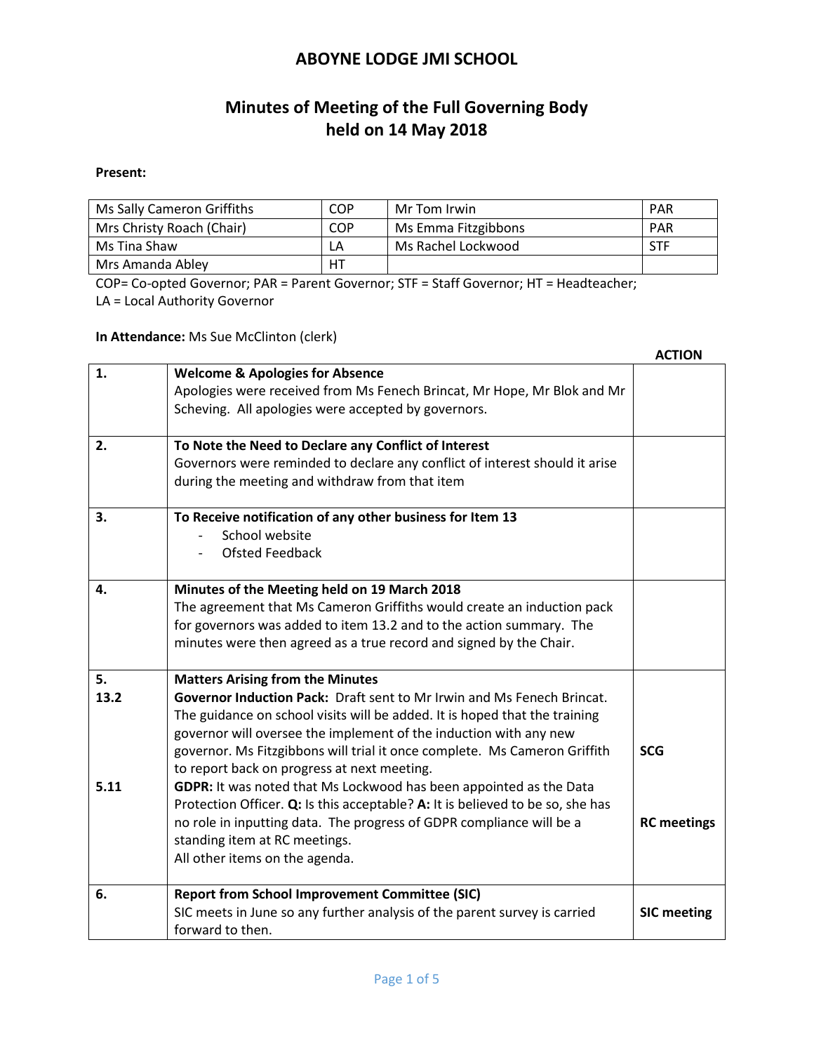# ABOYNE LODGE JMI SCHOOL

## Minutes of Meeting of the Full Governing Body held on 14 May 2018

**Present:**

| | | | |
|---|---|---|---|
| Ms Sally Cameron Griffiths | COP | Mr Tom Irwin | PAR |
| Mrs Christy Roach (Chair) | COP | Ms Emma Fitzgibbons | PAR |
| Ms Tina Shaw | LA | Ms Rachel Lockwood | STF |
| Mrs Amanda Abley | HT | | |

COP= Co-opted Governor; PAR = Parent Governor; STF = Staff Governor; HT = Headteacher; LA = Local Authority Governor

**In Attendance:** Ms Sue McClinton (clerk)

| | | ACTION |
|---|---|---|
| 1. | **Welcome & Apologies for Absence**<br>Apologies were received from Ms Fenech Brincat, Mr Hope, Mr Blok and Mr Scheving. All apologies were accepted by governors. | |
| 2. | **To Note the Need to Declare any Conflict of Interest**<br>Governors were reminded to declare any conflict of interest should it arise during the meeting and withdraw from that item | |
| 3. | **To Receive notification of any other business for Item 13**<br>- School website<br>- Ofsted Feedback | |
| 4. | **Minutes of the Meeting held on 19 March 2018**<br>The agreement that Ms Cameron Griffiths would create an induction pack for governors was added to item 13.2 and to the action summary. The minutes were then agreed as a true record and signed by the Chair. | |
| 5. | **Matters Arising from the Minutes** | |
| 13.2 | **Governor Induction Pack:** Draft sent to Mr Irwin and Ms Fenech Brincat. The guidance on school visits will be added. It is hoped that the training governor will oversee the implement of the induction with any new governor. Ms Fitzgibbons will trial it once complete. Ms Cameron Griffith to report back on progress at next meeting. | **SCG** |
| 5.11 | **GDPR:** It was noted that Ms Lockwood has been appointed as the Data Protection Officer. **Q:** Is this acceptable? **A:** It is believed to be so, she has no role in inputting data. The progress of GDPR compliance will be a standing item at RC meetings.<br>All other items on the agenda. | **RC meetings** |
| 6. | **Report from School Improvement Committee (SIC)**<br>SIC meets in June so any further analysis of the parent survey is carried forward to then. | **SIC meeting** |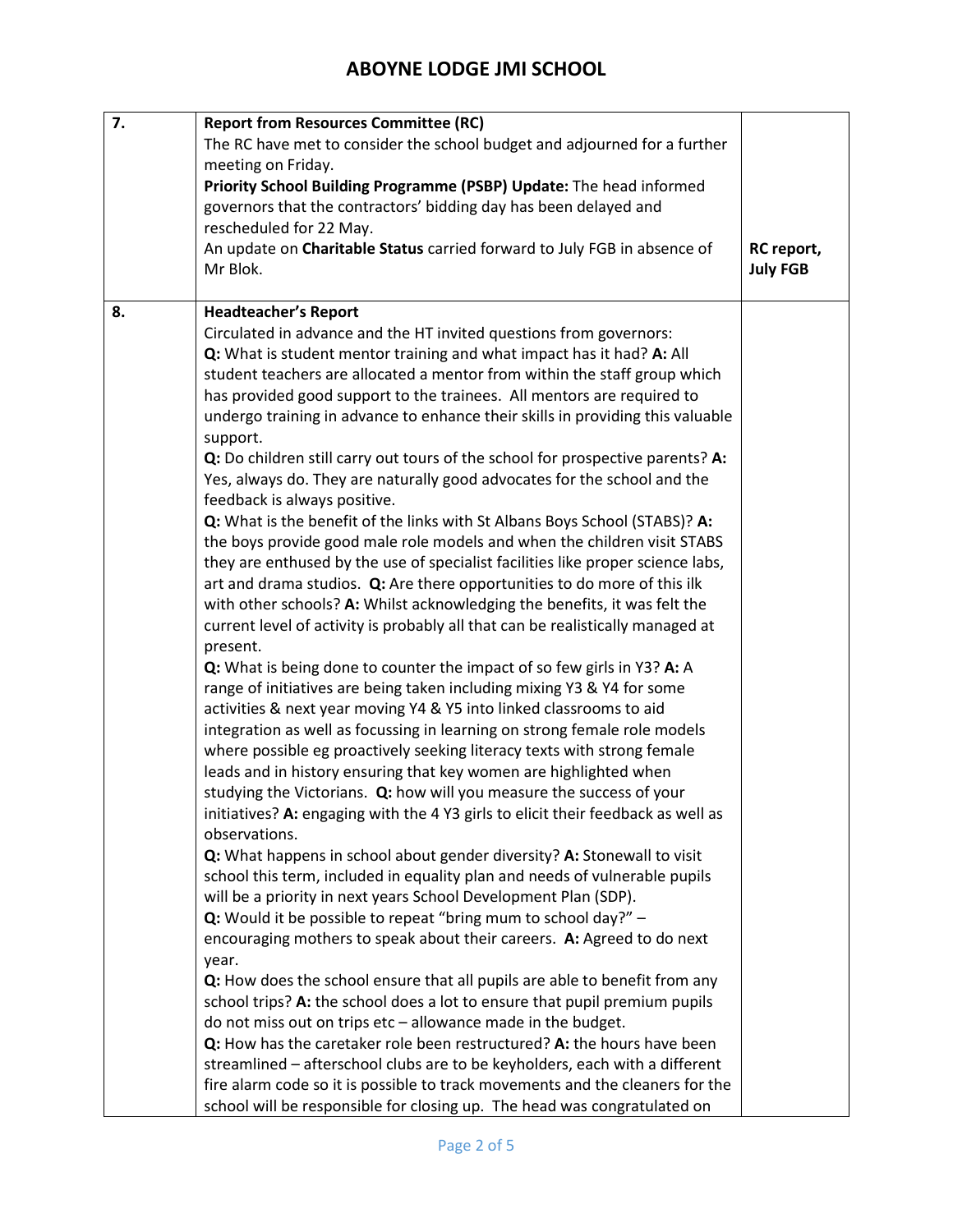| | | |
|---|---|---|
| 7. | **Report from Resources Committee (RC)**<br>The RC have met to consider the school budget and adjourned for a further meeting on Friday.<br>**Priority School Building Programme (PSBP) Update:** The head informed governors that the contractors' bidding day has been delayed and rescheduled for 22 May.<br>An update on **Charitable Status** carried forward to July FGB in absence of Mr Blok. | **RC report, July FGB** |
| 8. | **Headteacher's Report**<br>Circulated in advance and the HT invited questions from governors:<br>**Q:** What is student mentor training and what impact has it had? **A:** All student teachers are allocated a mentor from within the staff group which has provided good support to the trainees. All mentors are required to undergo training in advance to enhance their skills in providing this valuable support.<br>**Q:** Do children still carry out tours of the school for prospective parents? **A:** Yes, always do. They are naturally good advocates for the school and the feedback is always positive.<br>**Q:** What is the benefit of the links with St Albans Boys School (STABS)? **A:** the boys provide good male role models and when the children visit STABS they are enthused by the use of specialist facilities like proper science labs, art and drama studios. **Q:** Are there opportunities to do more of this ilk with other schools? **A:** Whilst acknowledging the benefits, it was felt the current level of activity is probably all that can be realistically managed at present.<br>**Q:** What is being done to counter the impact of so few girls in Y3? **A:** A range of initiatives are being taken including mixing Y3 & Y4 for some activities & next year moving Y4 & Y5 into linked classrooms to aid integration as well as focussing in learning on strong female role models where possible eg proactively seeking literacy texts with strong female leads and in history ensuring that key women are highlighted when studying the Victorians. **Q:** how will you measure the success of your initiatives? **A:** engaging with the 4 Y3 girls to elicit their feedback as well as observations.<br>**Q:** What happens in school about gender diversity? **A:** Stonewall to visit school this term, included in equality plan and needs of vulnerable pupils will be a priority in next years School Development Plan (SDP).<br>**Q:** Would it be possible to repeat "bring mum to school day?" – encouraging mothers to speak about their careers. **A:** Agreed to do next year.<br>**Q:** How does the school ensure that all pupils are able to benefit from any school trips? **A:** the school does a lot to ensure that pupil premium pupils do not miss out on trips etc – allowance made in the budget.<br>**Q:** How has the caretaker role been restructured? **A:** the hours have been streamlined – afterschool clubs are to be keyholders, each with a different fire alarm code so it is possible to track movements and the cleaners for the school will be responsible for closing up. The head was congratulated on | |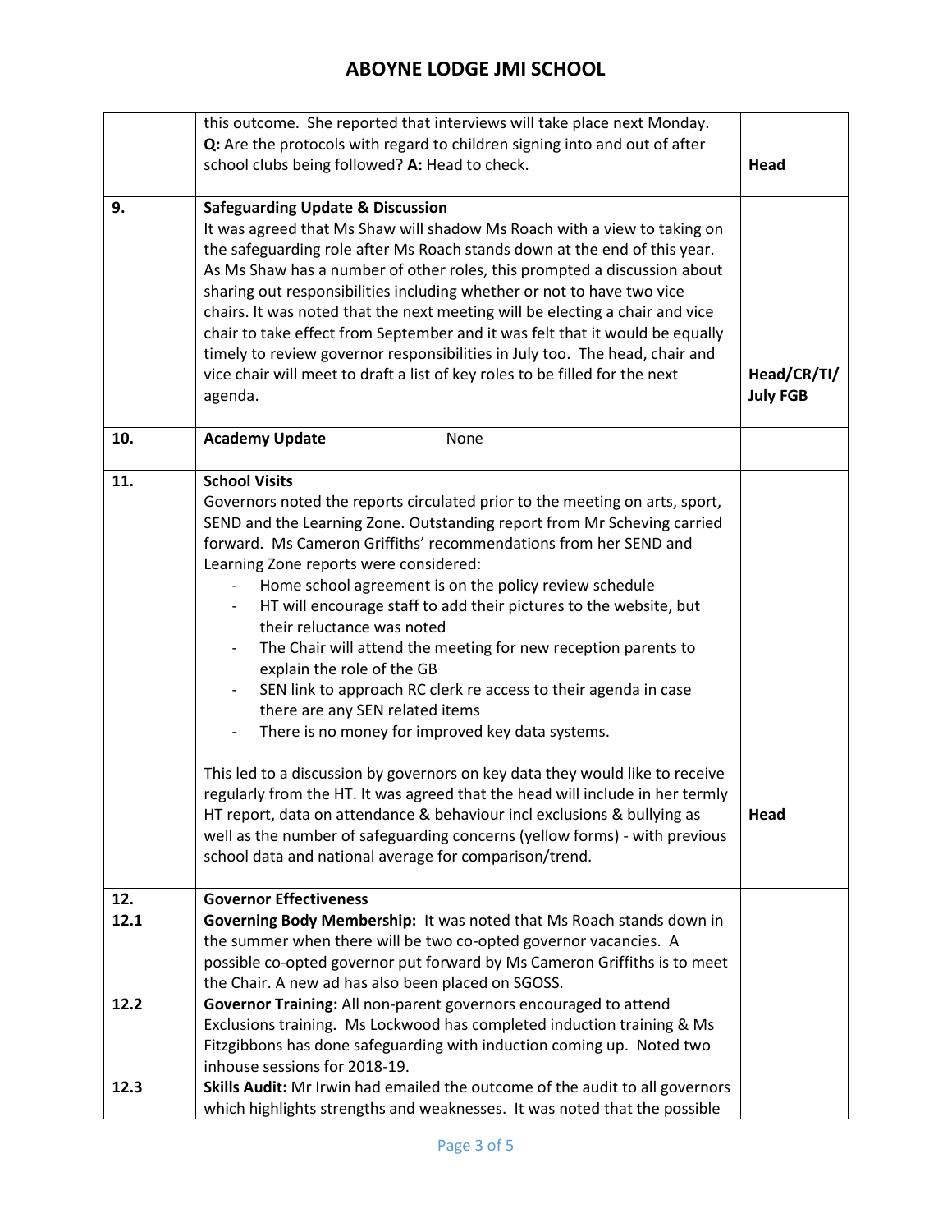| | | |
|---|---|---|
| | this outcome. She reported that interviews will take place next Monday.<br>**Q:** Are the protocols with regard to children signing into and out of after school clubs being followed? **A:** Head to check. | **Head** |
| 9. | **Safeguarding Update & Discussion**<br>It was agreed that Ms Shaw will shadow Ms Roach with a view to taking on the safeguarding role after Ms Roach stands down at the end of this year. As Ms Shaw has a number of other roles, this prompted a discussion about sharing out responsibilities including whether or not to have two vice chairs. It was noted that the next meeting will be electing a chair and vice chair to take effect from September and it was felt that it would be equally timely to review governor responsibilities in July too. The head, chair and vice chair will meet to draft a list of key roles to be filled for the next agenda. | **Head/CR/TI/ July FGB** |
| 10. | **Academy Update** None | |
| 11. | **School Visits**<br>Governors noted the reports circulated prior to the meeting on arts, sport, SEND and the Learning Zone. Outstanding report from Mr Scheving carried forward. Ms Cameron Griffiths' recommendations from her SEND and Learning Zone reports were considered:<br>- Home school agreement is on the policy review schedule<br>- HT will encourage staff to add their pictures to the website, but their reluctance was noted<br>- The Chair will attend the meeting for new reception parents to explain the role of the GB<br>- SEN link to approach RC clerk re access to their agenda in case there are any SEN related items<br>- There is no money for improved key data systems.<br><br>This led to a discussion by governors on key data they would like to receive regularly from the HT. It was agreed that the head will include in her termly HT report, data on attendance & behaviour incl exclusions & bullying as well as the number of safeguarding concerns (yellow forms) - with previous school data and national average for comparison/trend. | **Head** |
| 12.<br>12.1<br><br><br><br>12.2<br><br><br><br>12.3 | **Governor Effectiveness**<br>**Governing Body Membership:** It was noted that Ms Roach stands down in the summer when there will be two co-opted governor vacancies. A possible co-opted governor put forward by Ms Cameron Griffiths is to meet the Chair. A new ad has also been placed on SGOSS.<br>**Governor Training:** All non-parent governors encouraged to attend Exclusions training. Ms Lockwood has completed induction training & Ms Fitzgibbons has done safeguarding with induction coming up. Noted two inhouse sessions for 2018-19.<br>**Skills Audit:** Mr Irwin had emailed the outcome of the audit to all governors which highlights strengths and weaknesses. It was noted that the possible | |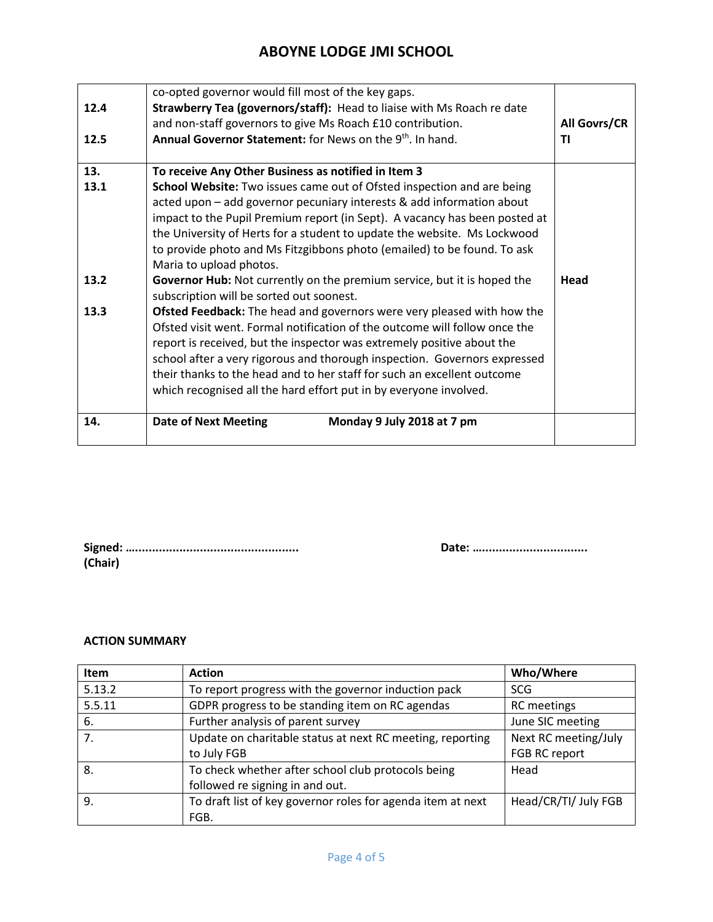| | | |
|---|---|---|
| | co-opted governor would fill most of the key gaps. | |
| 12.4 | **Strawberry Tea (governors/staff):** Head to liaise with Ms Roach re date and non-staff governors to give Ms Roach £10 contribution. | **All Govrs/CR** |
| 12.5 | **Annual Governor Statement:** for News on the 9th. In hand. | **TI** |
| **13.** | **To receive Any Other Business as notified in Item 3** | |
| **13.1** | **School Website:** Two issues came out of Ofsted inspection and are being acted upon – add governor pecuniary interests & add information about impact to the Pupil Premium report (in Sept). A vacancy has been posted at the University of Herts for a student to update the website. Ms Lockwood to provide photo and Ms Fitzgibbons photo (emailed) to be found. To ask Maria to upload photos. | |
| **13.2** | **Governor Hub:** Not currently on the premium service, but it is hoped the subscription will be sorted out soonest. | **Head** |
| **13.3** | **Ofsted Feedback:** The head and governors were very pleased with how the Ofsted visit went. Formal notification of the outcome will follow once the report is received, but the inspector was extremely positive about the school after a very rigorous and thorough inspection. Governors expressed their thanks to the head and to her staff for such an excellent outcome which recognised all the hard effort put in by everyone involved. | |
| **14.** | **Date of Next Meeting** **Monday 9 July 2018 at 7 pm** | |

**Signed: ………………………………………….. (Chair)** **Date: …………………………….**

**ACTION SUMMARY**

| Item | Action | Who/Where |
|---|---|---|
| 5.13.2 | To report progress with the governor induction pack | SCG |
| 5.5.11 | GDPR progress to be standing item on RC agendas | RC meetings |
| 6. | Further analysis of parent survey | June SIC meeting |
| 7. | Update on charitable status at next RC meeting, reporting to July FGB | Next RC meeting/July FGB RC report |
| 8. | To check whether after school club protocols being followed re signing in and out. | Head |
| 9. | To draft list of key governor roles for agenda item at next FGB. | Head/CR/TI/ July FGB |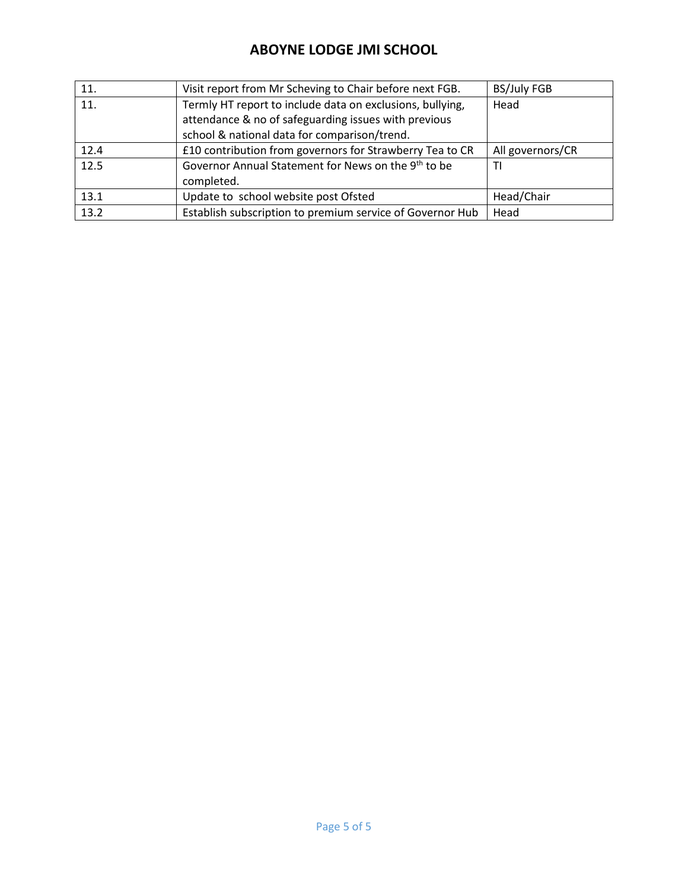| | | |
|---|---|---|
| 11. | Visit report from Mr Scheving to Chair before next FGB. | BS/July FGB |
| 11. | Termly HT report to include data on exclusions, bullying, attendance & no of safeguarding issues with previous school & national data for comparison/trend. | Head |
| 12.4 | £10 contribution from governors for Strawberry Tea to CR | All governors/CR |
| 12.5 | Governor Annual Statement for News on the 9th to be completed. | TI |
| 13.1 | Update to school website post Ofsted | Head/Chair |
| 13.2 | Establish subscription to premium service of Governor Hub | Head |